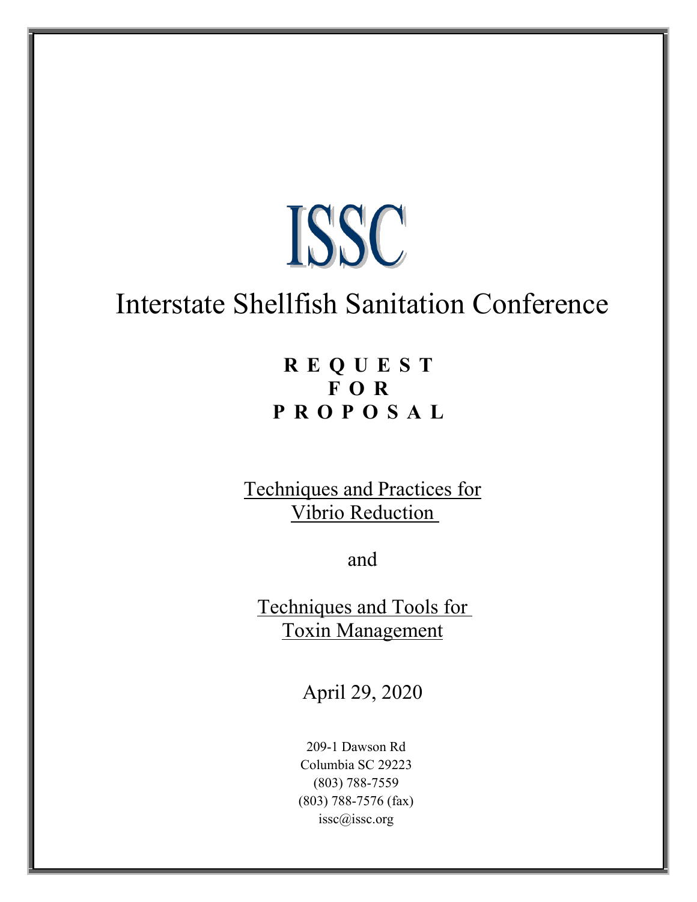# ISSC

# Interstate Shellfish Sanitation Conference

**R E Q U E S T**
**F O R**
**P R O P O S A L**

Techniques and Practices for Vibrio Reduction

and

Techniques and Tools for Toxin Management

April 29, 2020

209-1 Dawson Rd
Columbia SC 29223
(803) 788-7559
(803) 788-7576 (fax)
issc@issc.org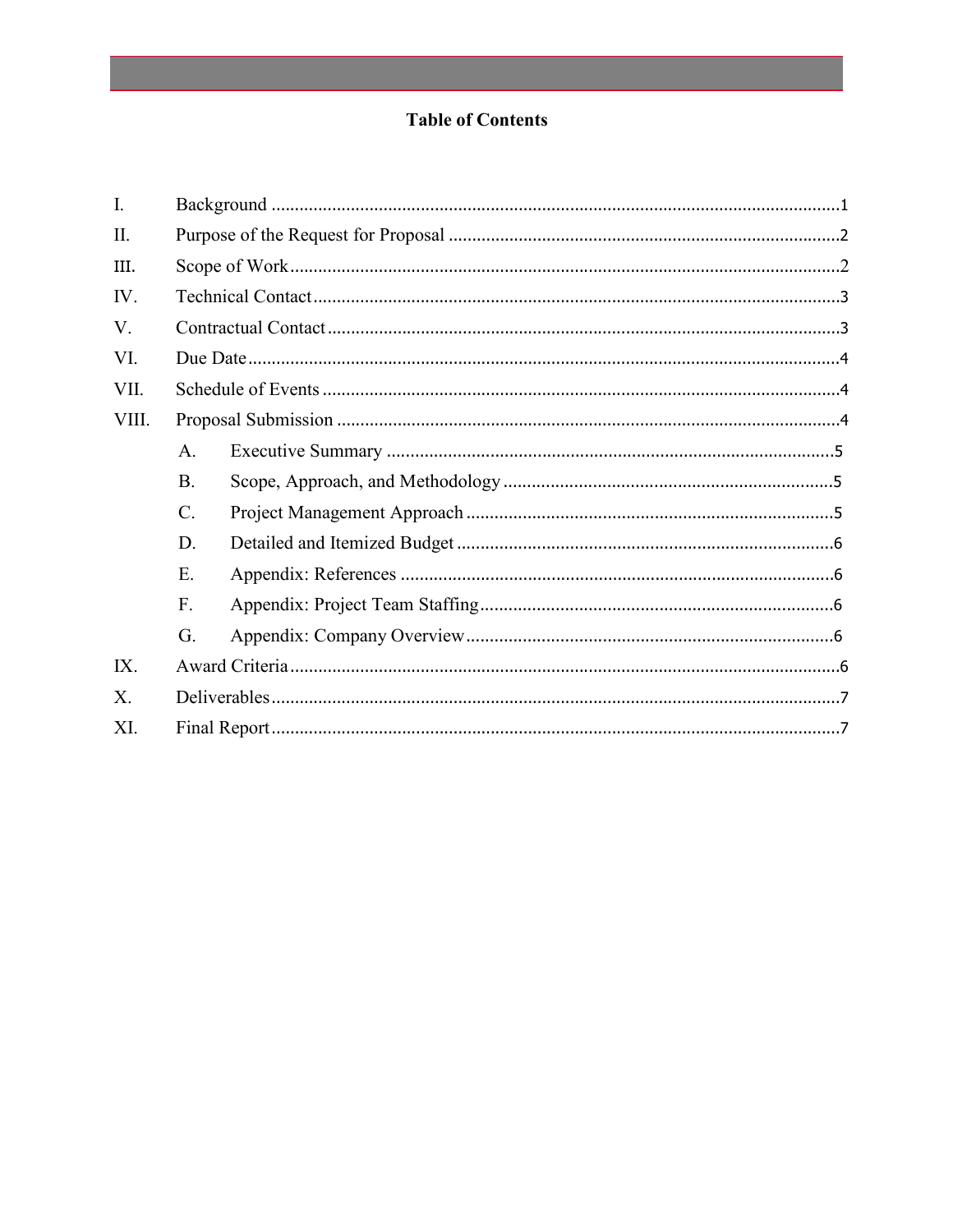## Table of Contents

I. Background ........................................................................................................................1

II. Purpose of the Request for Proposal ...................................................................................2

III. Scope of Work ....................................................................................................................2

IV. Technical Contact ...............................................................................................................3

V. Contractual Contact .............................................................................................................3

VI. Due Date .............................................................................................................................4

VII. Schedule of Events .............................................................................................................4

VIII. Proposal Submission ..........................................................................................................4

- A. Executive Summary ..............................................................................................5
- B. Scope, Approach, and Methodology .....................................................................5
- C. Project Management Approach .............................................................................5
- D. Detailed and Itemized Budget ...............................................................................6
- E. Appendix: References ...........................................................................................6
- F. Appendix: Project Team Staffing ..........................................................................6
- G. Appendix: Company Overview .............................................................................6

IX. Award Criteria ....................................................................................................................6

X. Deliverables ........................................................................................................................7

XI. Final Report ........................................................................................................................7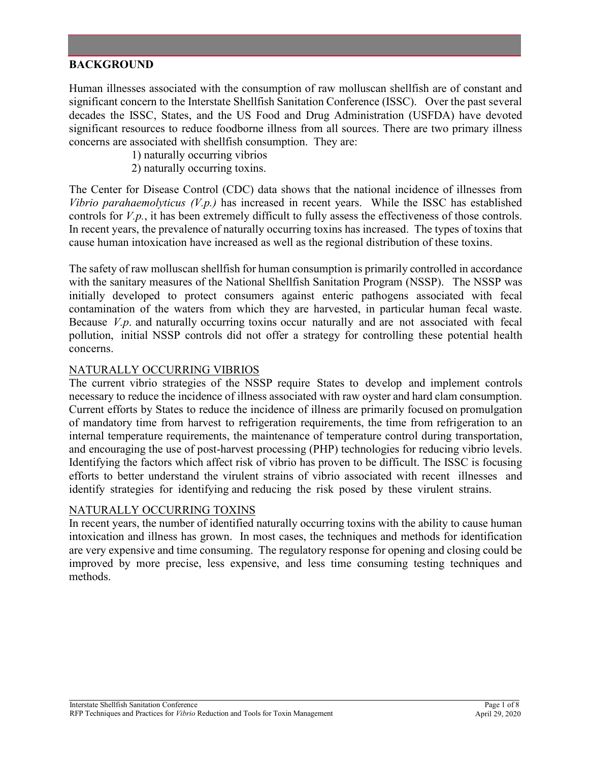## BACKGROUND

Human illnesses associated with the consumption of raw molluscan shellfish are of constant and significant concern to the Interstate Shellfish Sanitation Conference (ISSC). Over the past several decades the ISSC, States, and the US Food and Drug Administration (USFDA) have devoted significant resources to reduce foodborne illness from all sources. There are two primary illness concerns are associated with shellfish consumption. They are:

1) naturally occurring vibrios
2) naturally occurring toxins.

The Center for Disease Control (CDC) data shows that the national incidence of illnesses from *Vibrio parahaemolyticus (V.p.)* has increased in recent years. While the ISSC has established controls for *V.p.*, it has been extremely difficult to fully assess the effectiveness of those controls. In recent years, the prevalence of naturally occurring toxins has increased. The types of toxins that cause human intoxication have increased as well as the regional distribution of these toxins.

The safety of raw molluscan shellfish for human consumption is primarily controlled in accordance with the sanitary measures of the National Shellfish Sanitation Program (NSSP). The NSSP was initially developed to protect consumers against enteric pathogens associated with fecal contamination of the waters from which they are harvested, in particular human fecal waste. Because *V.p*. and naturally occurring toxins occur naturally and are not associated with fecal pollution, initial NSSP controls did not offer a strategy for controlling these potential health concerns.

### NATURALLY OCCURRING VIBRIOS

The current vibrio strategies of the NSSP require States to develop and implement controls necessary to reduce the incidence of illness associated with raw oyster and hard clam consumption. Current efforts by States to reduce the incidence of illness are primarily focused on promulgation of mandatory time from harvest to refrigeration requirements, the time from refrigeration to an internal temperature requirements, the maintenance of temperature control during transportation, and encouraging the use of post-harvest processing (PHP) technologies for reducing vibrio levels. Identifying the factors which affect risk of vibrio has proven to be difficult. The ISSC is focusing efforts to better understand the virulent strains of vibrio associated with recent illnesses and identify strategies for identifying and reducing the risk posed by these virulent strains.

### NATURALLY OCCURRING TOXINS

In recent years, the number of identified naturally occurring toxins with the ability to cause human intoxication and illness has grown. In most cases, the techniques and methods for identification are very expensive and time consuming. The regulatory response for opening and closing could be improved by more precise, less expensive, and less time consuming testing techniques and methods.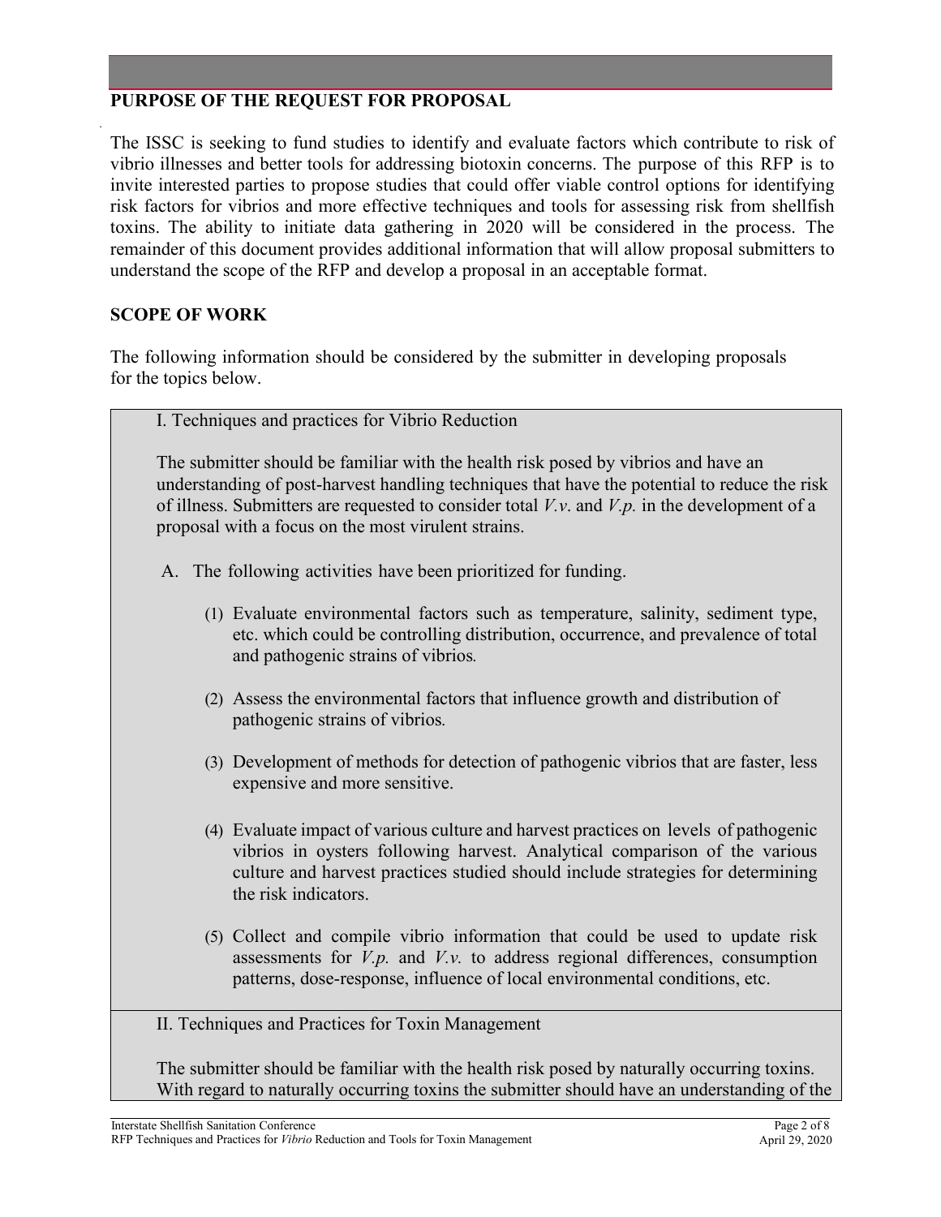## PURPOSE OF THE REQUEST FOR PROPOSAL

The ISSC is seeking to fund studies to identify and evaluate factors which contribute to risk of vibrio illnesses and better tools for addressing biotoxin concerns. The purpose of this RFP is to invite interested parties to propose studies that could offer viable control options for identifying risk factors for vibrios and more effective techniques and tools for assessing risk from shellfish toxins. The ability to initiate data gathering in 2020 will be considered in the process. The remainder of this document provides additional information that will allow proposal submitters to understand the scope of the RFP and develop a proposal in an acceptable format.

## SCOPE OF WORK

The following information should be considered by the submitter in developing proposals for the topics below.

I. Techniques and practices for Vibrio Reduction

The submitter should be familiar with the health risk posed by vibrios and have an understanding of post-harvest handling techniques that have the potential to reduce the risk of illness. Submitters are requested to consider total *V.v.* and *V.p.* in the development of a proposal with a focus on the most virulent strains.

A. The following activities have been prioritized for funding.

(1) Evaluate environmental factors such as temperature, salinity, sediment type, etc. which could be controlling distribution, occurrence, and prevalence of total and pathogenic strains of vibrios.

(2) Assess the environmental factors that influence growth and distribution of pathogenic strains of vibrios.

(3) Development of methods for detection of pathogenic vibrios that are faster, less expensive and more sensitive.

(4) Evaluate impact of various culture and harvest practices on levels of pathogenic vibrios in oysters following harvest. Analytical comparison of the various culture and harvest practices studied should include strategies for determining the risk indicators.

(5) Collect and compile vibrio information that could be used to update risk assessments for *V.p.* and *V.v.* to address regional differences, consumption patterns, dose-response, influence of local environmental conditions, etc.

II. Techniques and Practices for Toxin Management

The submitter should be familiar with the health risk posed by naturally occurring toxins. With regard to naturally occurring toxins the submitter should have an understanding of the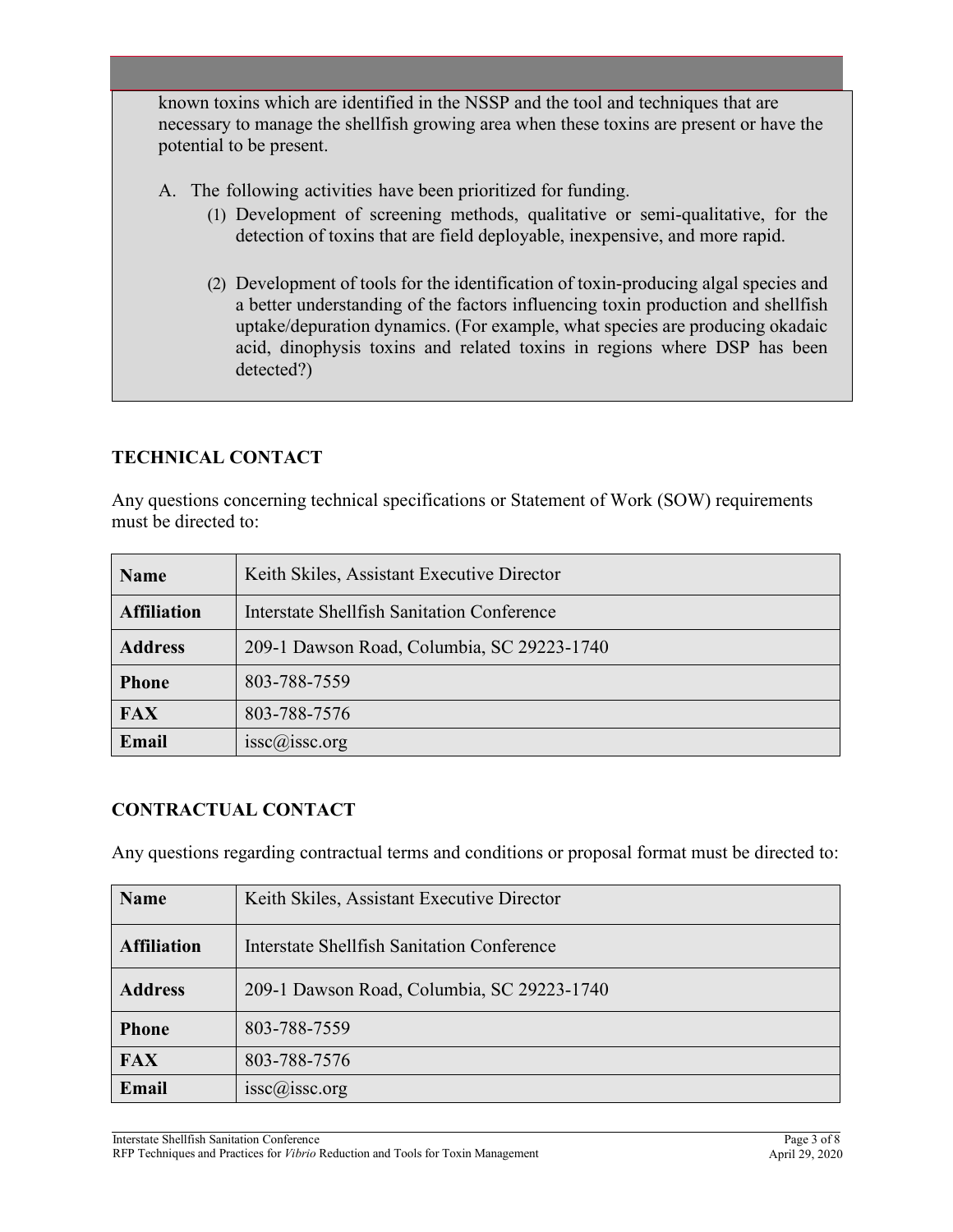known toxins which are identified in the NSSP and the tool and techniques that are necessary to manage the shellfish growing area when these toxins are present or have the potential to be present.

A. The following activities have been prioritized for funding.

   (1) Development of screening methods, qualitative or semi-qualitative, for the detection of toxins that are field deployable, inexpensive, and more rapid.

   (2) Development of tools for the identification of toxin-producing algal species and a better understanding of the factors influencing toxin production and shellfish uptake/depuration dynamics. (For example, what species are producing okadaic acid, dinophysis toxins and related toxins in regions where DSP has been detected?)

## TECHNICAL CONTACT

Any questions concerning technical specifications or Statement of Work (SOW) requirements must be directed to:

| **Name** | Keith Skiles, Assistant Executive Director |
|---|---|
| **Affiliation** | Interstate Shellfish Sanitation Conference |
| **Address** | 209-1 Dawson Road, Columbia, SC 29223-1740 |
| **Phone** | 803-788-7559 |
| **FAX** | 803-788-7576 |
| **Email** | issc@issc.org |

## CONTRACTUAL CONTACT

Any questions regarding contractual terms and conditions or proposal format must be directed to:

| **Name** | Keith Skiles, Assistant Executive Director |
|---|---|
| **Affiliation** | Interstate Shellfish Sanitation Conference |
| **Address** | 209-1 Dawson Road, Columbia, SC 29223-1740 |
| **Phone** | 803-788-7559 |
| **FAX** | 803-788-7576 |
| **Email** | issc@issc.org |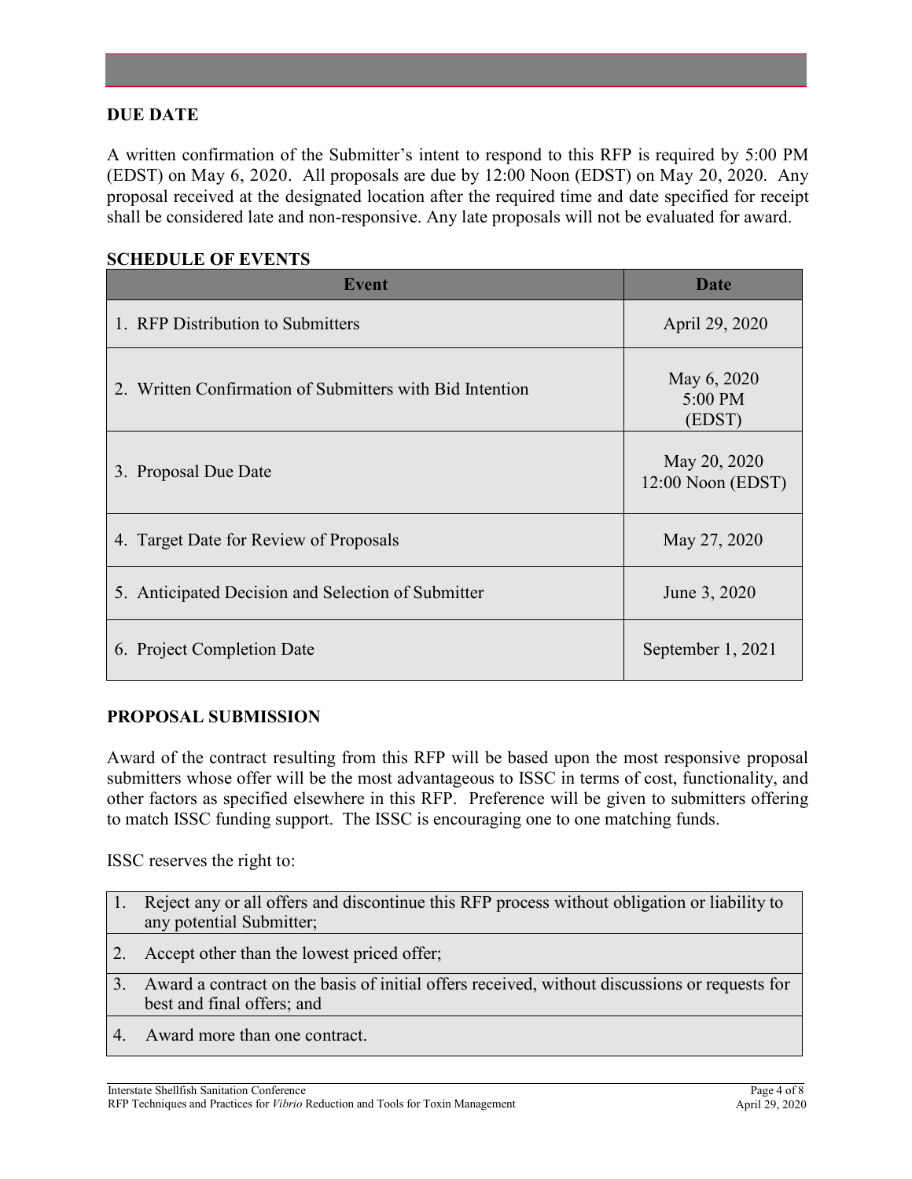## DUE DATE

A written confirmation of the Submitter's intent to respond to this RFP is required by 5:00 PM (EDST) on May 6, 2020. All proposals are due by 12:00 Noon (EDST) on May 20, 2020. Any proposal received at the designated location after the required time and date specified for receipt shall be considered late and non-responsive. Any late proposals will not be evaluated for award.

## SCHEDULE OF EVENTS

| Event | Date |
|---|---|
| 1. RFP Distribution to Submitters | April 29, 2020 |
| 2. Written Confirmation of Submitters with Bid Intention | May 6, 2020 5:00 PM (EDST) |
| 3. Proposal Due Date | May 20, 2020 12:00 Noon (EDST) |
| 4. Target Date for Review of Proposals | May 27, 2020 |
| 5. Anticipated Decision and Selection of Submitter | June 3, 2020 |
| 6. Project Completion Date | September 1, 2021 |

## PROPOSAL SUBMISSION

Award of the contract resulting from this RFP will be based upon the most responsive proposal submitters whose offer will be the most advantageous to ISSC in terms of cost, functionality, and other factors as specified elsewhere in this RFP. Preference will be given to submitters offering to match ISSC funding support. The ISSC is encouraging one to one matching funds.

ISSC reserves the right to:

1. Reject any or all offers and discontinue this RFP process without obligation or liability to any potential Submitter;
2. Accept other than the lowest priced offer;
3. Award a contract on the basis of initial offers received, without discussions or requests for best and final offers; and
4. Award more than one contract.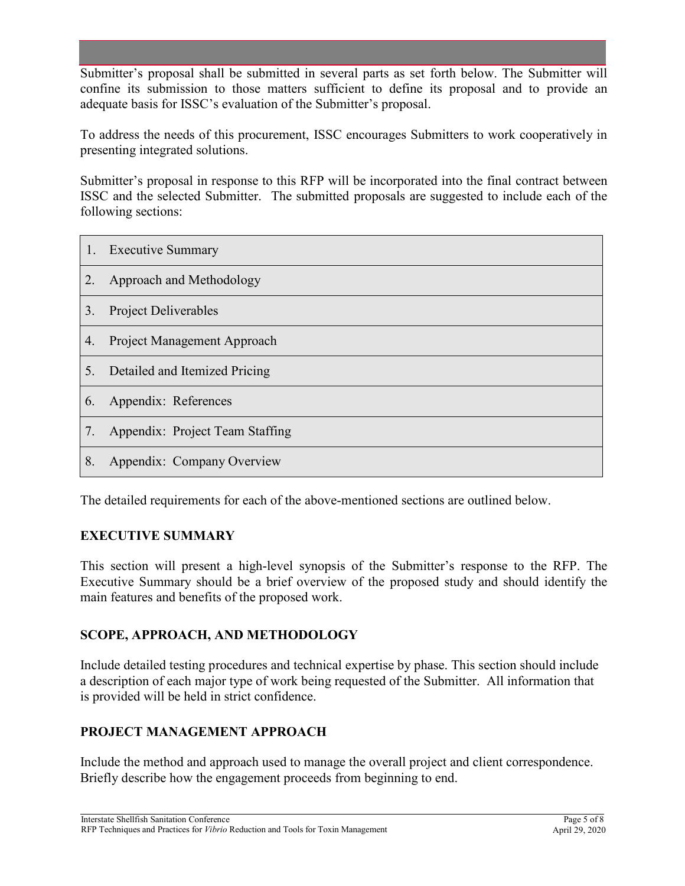Submitter's proposal shall be submitted in several parts as set forth below. The Submitter will confine its submission to those matters sufficient to define its proposal and to provide an adequate basis for ISSC's evaluation of the Submitter's proposal.

To address the needs of this procurement, ISSC encourages Submitters to work cooperatively in presenting integrated solutions.

Submitter's proposal in response to this RFP will be incorporated into the final contract between ISSC and the selected Submitter. The submitted proposals are suggested to include each of the following sections:

| |
|---|
| 1. Executive Summary |
| 2. Approach and Methodology |
| 3. Project Deliverables |
| 4. Project Management Approach |
| 5. Detailed and Itemized Pricing |
| 6. Appendix: References |
| 7. Appendix: Project Team Staffing |
| 8. Appendix: Company Overview |

The detailed requirements for each of the above-mentioned sections are outlined below.

## EXECUTIVE SUMMARY

This section will present a high-level synopsis of the Submitter's response to the RFP. The Executive Summary should be a brief overview of the proposed study and should identify the main features and benefits of the proposed work.

## SCOPE, APPROACH, AND METHODOLOGY

Include detailed testing procedures and technical expertise by phase. This section should include a description of each major type of work being requested of the Submitter. All information that is provided will be held in strict confidence.

## PROJECT MANAGEMENT APPROACH

Include the method and approach used to manage the overall project and client correspondence. Briefly describe how the engagement proceeds from beginning to end.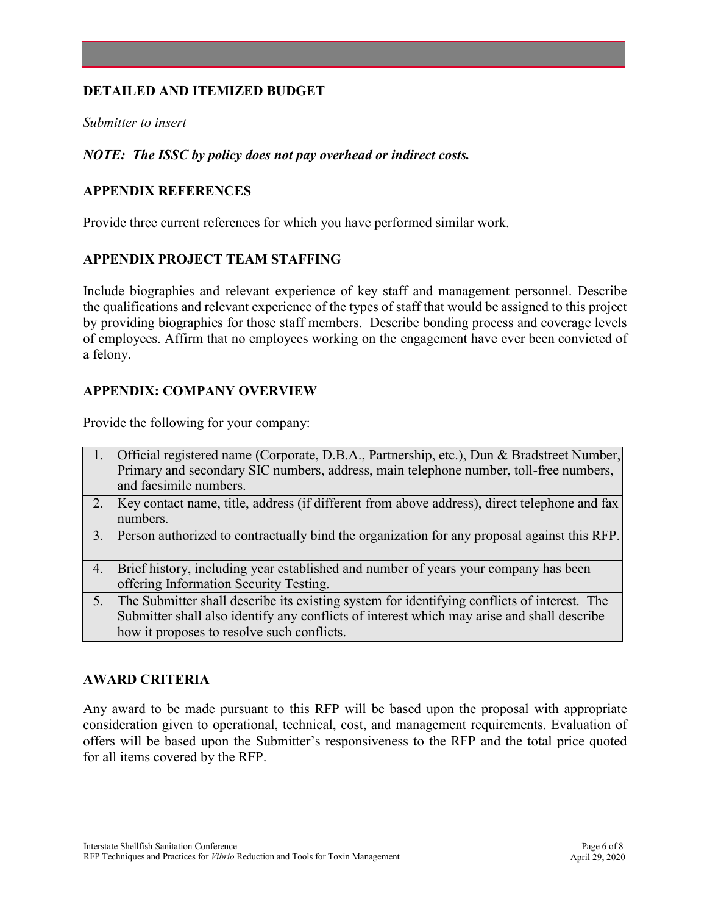## DETAILED AND ITEMIZED BUDGET

*Submitter to insert*

***NOTE: The ISSC by policy does not pay overhead or indirect costs.***

## APPENDIX REFERENCES

Provide three current references for which you have performed similar work.

## APPENDIX PROJECT TEAM STAFFING

Include biographies and relevant experience of key staff and management personnel. Describe the qualifications and relevant experience of the types of staff that would be assigned to this project by providing biographies for those staff members. Describe bonding process and coverage levels of employees. Affirm that no employees working on the engagement have ever been convicted of a felony.

## APPENDIX: COMPANY OVERVIEW

Provide the following for your company:

| | |
|---|---|
| 1. | Official registered name (Corporate, D.B.A., Partnership, etc.), Dun & Bradstreet Number, Primary and secondary SIC numbers, address, main telephone number, toll-free numbers, and facsimile numbers. |
| 2. | Key contact name, title, address (if different from above address), direct telephone and fax numbers. |
| 3. | Person authorized to contractually bind the organization for any proposal against this RFP. |
| 4. | Brief history, including year established and number of years your company has been offering Information Security Testing. |
| 5. | The Submitter shall describe its existing system for identifying conflicts of interest. The Submitter shall also identify any conflicts of interest which may arise and shall describe how it proposes to resolve such conflicts. |

## AWARD CRITERIA

Any award to be made pursuant to this RFP will be based upon the proposal with appropriate consideration given to operational, technical, cost, and management requirements. Evaluation of offers will be based upon the Submitter's responsiveness to the RFP and the total price quoted for all items covered by the RFP.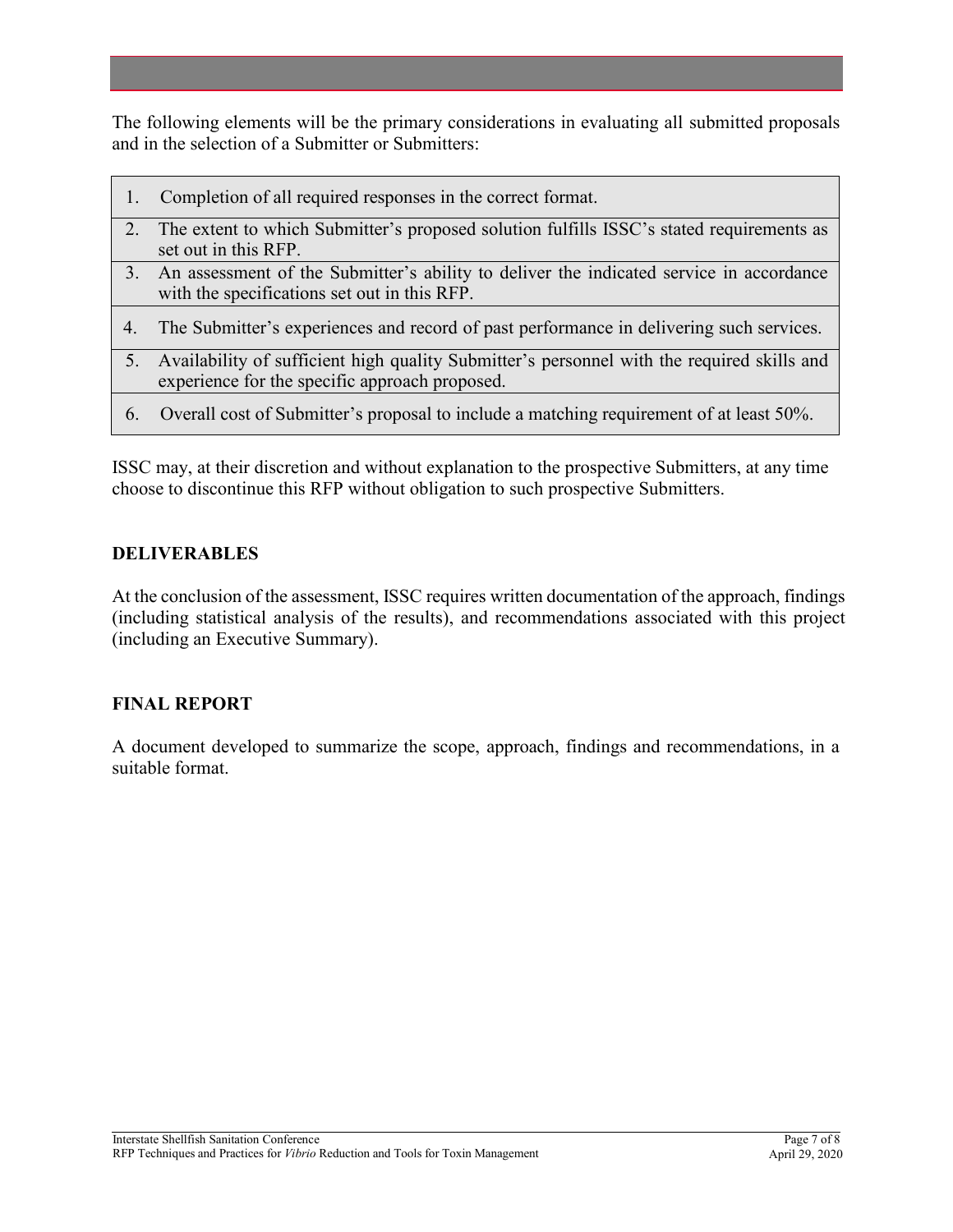The following elements will be the primary considerations in evaluating all submitted proposals and in the selection of a Submitter or Submitters:

| | |
|---|---|
| 1. | Completion of all required responses in the correct format. |
| 2. | The extent to which Submitter's proposed solution fulfills ISSC's stated requirements as set out in this RFP. |
| 3. | An assessment of the Submitter's ability to deliver the indicated service in accordance with the specifications set out in this RFP. |
| 4. | The Submitter's experiences and record of past performance in delivering such services. |
| 5. | Availability of sufficient high quality Submitter's personnel with the required skills and experience for the specific approach proposed. |
| 6. | Overall cost of Submitter's proposal to include a matching requirement of at least 50%. |

ISSC may, at their discretion and without explanation to the prospective Submitters, at any time choose to discontinue this RFP without obligation to such prospective Submitters.

## DELIVERABLES

At the conclusion of the assessment, ISSC requires written documentation of the approach, findings (including statistical analysis of the results), and recommendations associated with this project (including an Executive Summary).

## FINAL REPORT

A document developed to summarize the scope, approach, findings and recommendations, in a suitable format.